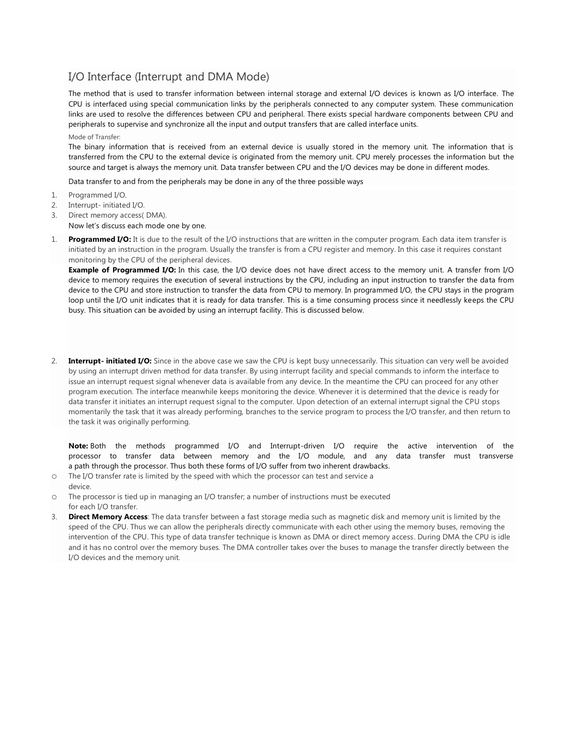# I/O Interface (Interrupt and DMA Mode)

The method that is used to transfer information between internal storage and external I/O devices is known as I/O interface. The CPU is interfaced using special communication links by the peripherals connected to any computer system. These communication links are used to resolve the differences between CPU and peripheral. There exists special hardware components between CPU and peripherals to supervise and synchronize all the input and output transfers that are called interface units.

Mode of Transfer:

The binary information that is received from an external device is usually stored in the memory unit. The information that is transferred from the CPU to the external device is originated from the memory unit. CPU merely processes the information but the source and target is always the memory unit. Data transfer between CPU and the I/O devices may be done in different modes.

Data transfer to and from the peripherals may be done in any of the three possible ways

1. Programmed I/O.
2. Interrupt- initiated I/O.
3. Direct memory access( DMA).

Now let's discuss each mode one by one.

1. **Programmed I/O:** It is due to the result of the I/O instructions that are written in the computer program. Each data item transfer is initiated by an instruction in the program. Usually the transfer is from a CPU register and memory. In this case it requires constant monitoring by the CPU of the peripheral devices.

   **Example of Programmed I/O:** In this case, the I/O device does not have direct access to the memory unit. A transfer from I/O device to memory requires the execution of several instructions by the CPU, including an input instruction to transfer the data from device to the CPU and store instruction to transfer the data from CPU to memory. In programmed I/O, the CPU stays in the program loop until the I/O unit indicates that it is ready for data transfer. This is a time consuming process since it needlessly keeps the CPU busy. This situation can be avoided by using an interrupt facility. This is discussed below.

2. **Interrupt- initiated I/O:** Since in the above case we saw the CPU is kept busy unnecessarily. This situation can very well be avoided by using an interrupt driven method for data transfer. By using interrupt facility and special commands to inform the interface to issue an interrupt request signal whenever data is available from any device. In the meantime the CPU can proceed for any other program execution. The interface meanwhile keeps monitoring the device. Whenever it is determined that the device is ready for data transfer it initiates an interrupt request signal to the computer. Upon detection of an external interrupt signal the CPU stops momentarily the task that it was already performing, branches to the service program to process the I/O transfer, and then return to the task it was originally performing.

   **Note:** Both the methods programmed I/O and Interrupt-driven I/O require the active intervention of the processor to transfer data between memory and the I/O module, and any data transfer must transverse a path through the processor. Thus both these forms of I/O suffer from two inherent drawbacks.

   - The I/O transfer rate is limited by the speed with which the processor can test and service a device.
   - The processor is tied up in managing an I/O transfer; a number of instructions must be executed for each I/O transfer.

3. **Direct Memory Access**: The data transfer between a fast storage media such as magnetic disk and memory unit is limited by the speed of the CPU. Thus we can allow the peripherals directly communicate with each other using the memory buses, removing the intervention of the CPU. This type of data transfer technique is known as DMA or direct memory access. During DMA the CPU is idle and it has no control over the memory buses. The DMA controller takes over the buses to manage the transfer directly between the I/O devices and the memory unit.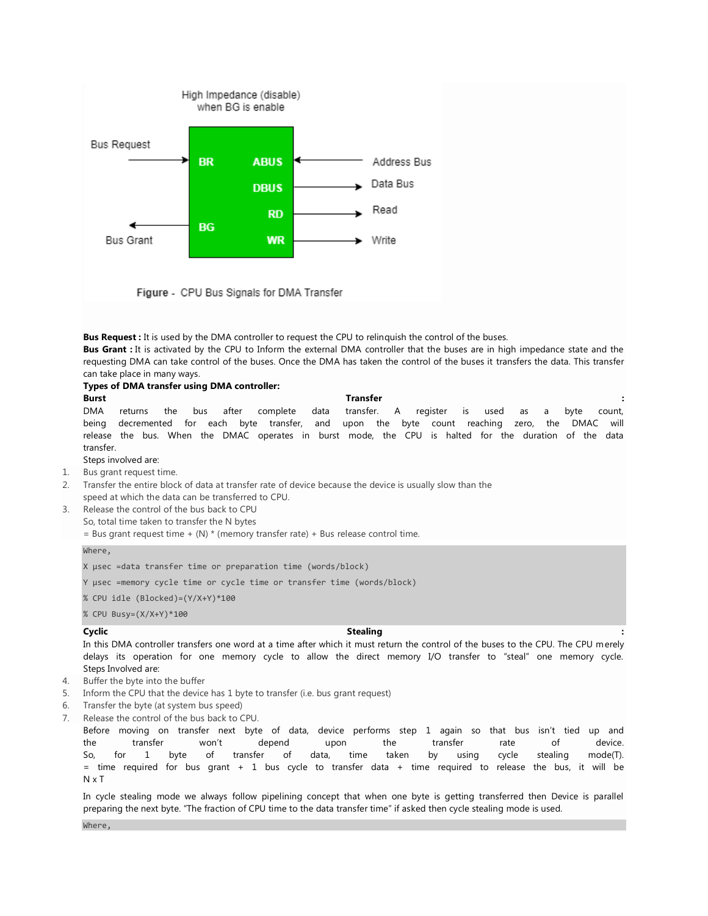Figure - CPU Bus Signals for DMA Transfer

**Bus Request :** It is used by the DMA controller to request the CPU to relinquish the control of the buses.
**Bus Grant :** It is activated by the CPU to Inform the external DMA controller that the buses are in high impedance state and the requesting DMA can take control of the buses. Once the DMA has taken the control of the buses it transfers the data. This transfer can take place in many ways.

**Types of DMA transfer using DMA controller:**

**Burst Transfer :**
DMA returns the bus after complete data transfer. A register is used as a byte count, being decremented for each byte transfer, and upon the byte count reaching zero, the DMAC will release the bus. When the DMAC operates in burst mode, the CPU is halted for the duration of the data transfer.
Steps involved are:

1. Bus grant request time.
2. Transfer the entire block of data at transfer rate of device because the device is usually slow than the speed at which the data can be transferred to CPU.
3. Release the control of the bus back to CPU

So, total time taken to transfer the N bytes
= Bus grant request time + (N) * (memory transfer rate) + Bus release control time.

```
Where,
X µsec =data transfer time or preparation time (words/block)
Y µsec =memory cycle time or cycle time or transfer time (words/block)
% CPU idle (Blocked)=(Y/X+Y)*100
% CPU Busy=(X/X+Y)*100
```

**Cyclic Stealing :**
In this DMA controller transfers one word at a time after which it must return the control of the buses to the CPU. The CPU merely delays its operation for one memory cycle to allow the direct memory I/O transfer to "steal" one memory cycle.
Steps Involved are:

4. Buffer the byte into the buffer
5. Inform the CPU that the device has 1 byte to transfer (i.e. bus grant request)
6. Transfer the byte (at system bus speed)
7. Release the control of the bus back to CPU.

Before moving on transfer next byte of data, device performs step 1 again so that bus isn't tied up and the transfer won't depend upon the transfer rate of device.
So, for 1 byte of transfer of data, time taken by using cycle stealing mode(T).
= time required for bus grant + 1 bus cycle to transfer data + time required to release the bus, it will be N x T

In cycle stealing mode we always follow pipelining concept that when one byte is getting transferred then Device is parallel preparing the next byte. "The fraction of CPU time to the data transfer time" if asked then cycle stealing mode is used.

```
Where,
```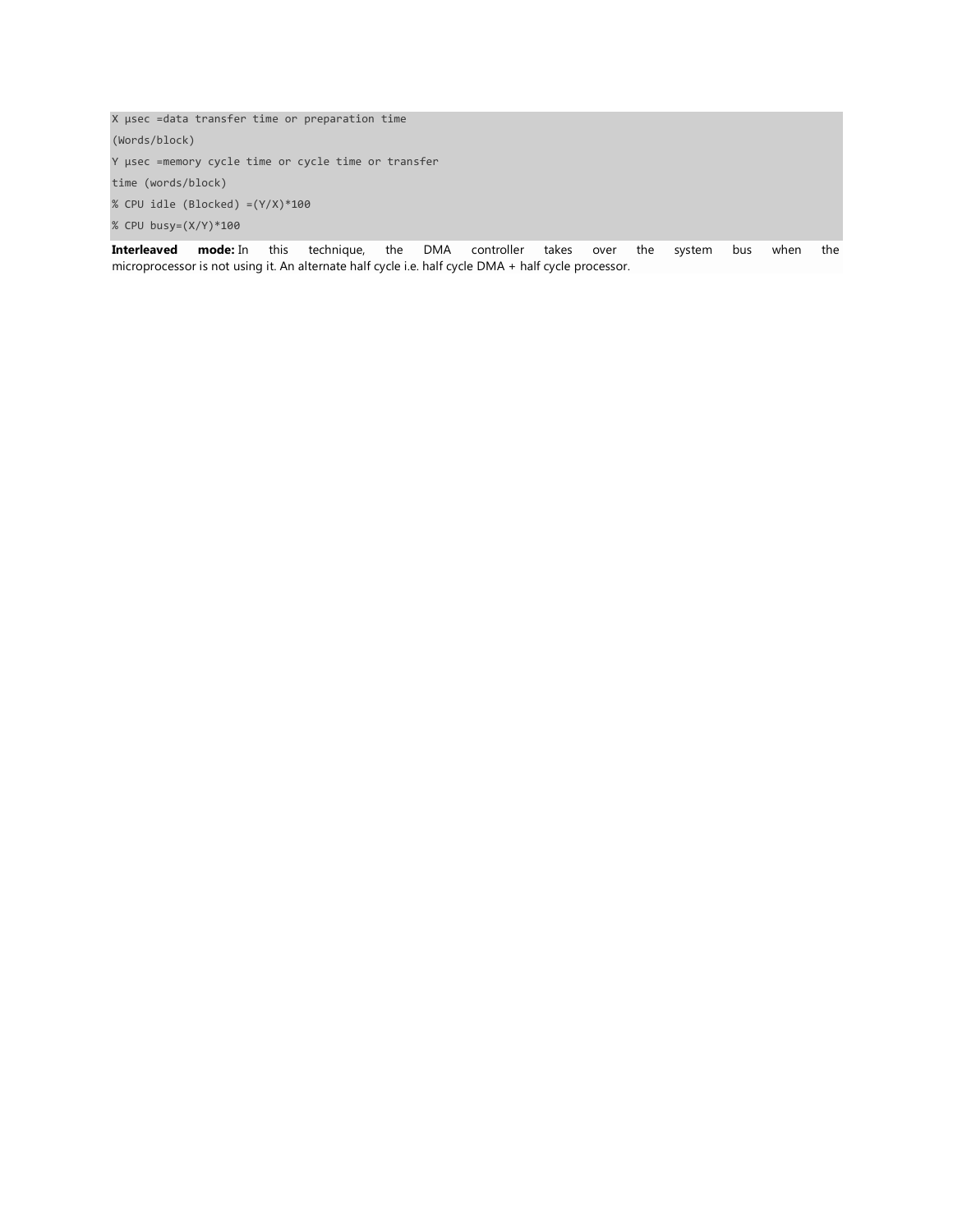```
X µsec =data transfer time or preparation time
(Words/block)
Y µsec =memory cycle time or cycle time or transfer
time (words/block)
% CPU idle (Blocked) =(Y/X)*100
% CPU busy=(X/Y)*100
```

**Interleaved mode:** In this technique, the DMA controller takes over the system bus when the microprocessor is not using it. An alternate half cycle i.e. half cycle DMA + half cycle processor.